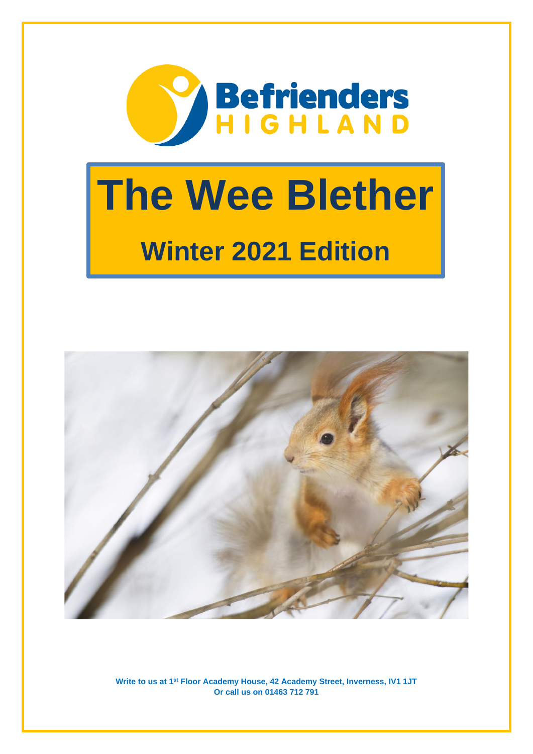Befrienders HIGHLAND

# The Wee Blether

## Winter 2021 Edition

**Write to us at 1st Floor Academy House, 42 Academy Street, Inverness, IV1 1JT**
**Or call us on 01463 712 791**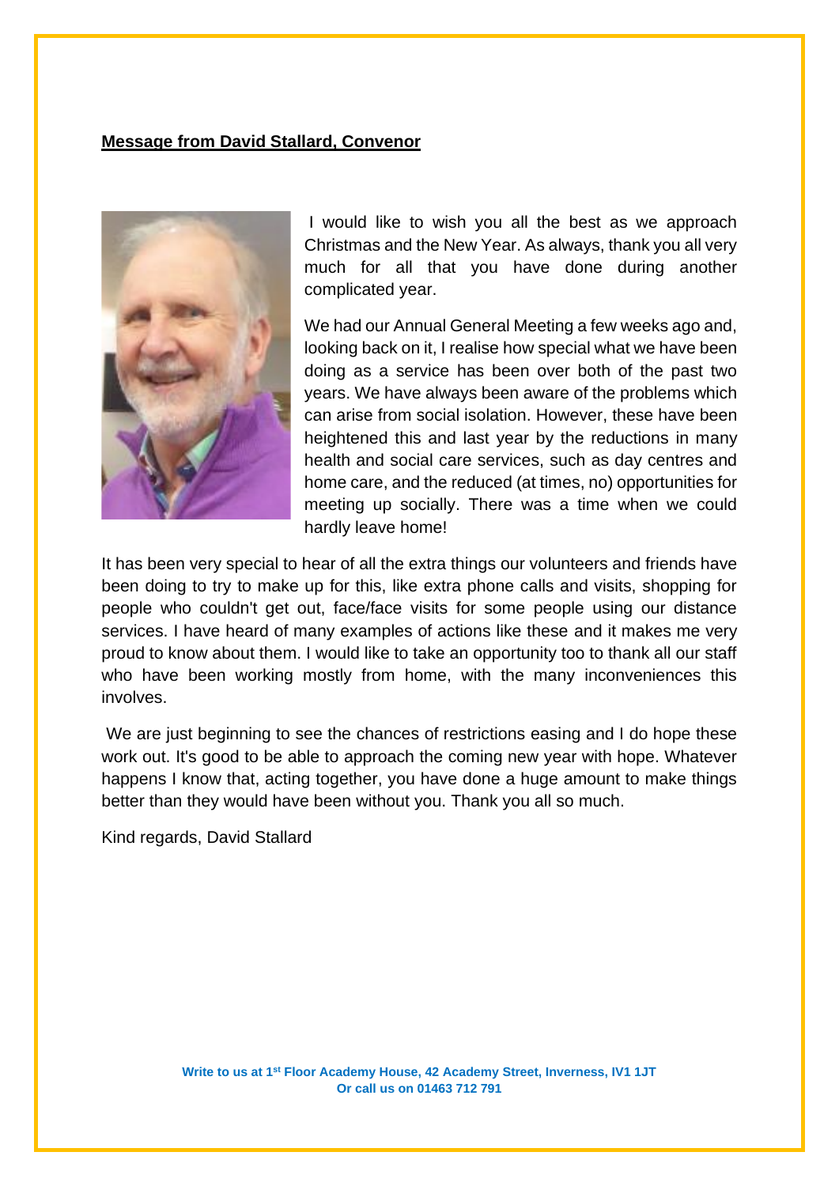**Message from David Stallard, Convenor**

I would like to wish you all the best as we approach Christmas and the New Year. As always, thank you all very much for all that you have done during another complicated year.

We had our Annual General Meeting a few weeks ago and, looking back on it, I realise how special what we have been doing as a service has been over both of the past two years. We have always been aware of the problems which can arise from social isolation. However, these have been heightened this and last year by the reductions in many health and social care services, such as day centres and home care, and the reduced (at times, no) opportunities for meeting up socially. There was a time when we could hardly leave home!

It has been very special to hear of all the extra things our volunteers and friends have been doing to try to make up for this, like extra phone calls and visits, shopping for people who couldn't get out, face/face visits for some people using our distance services. I have heard of many examples of actions like these and it makes me very proud to know about them. I would like to take an opportunity too to thank all our staff who have been working mostly from home, with the many inconveniences this involves.

We are just beginning to see the chances of restrictions easing and I do hope these work out. It's good to be able to approach the coming new year with hope. Whatever happens I know that, acting together, you have done a huge amount to make things better than they would have been without you. Thank you all so much.

Kind regards, David Stallard

**Write to us at 1st Floor Academy House, 42 Academy Street, Inverness, IV1 1JT**
**Or call us on 01463 712 791**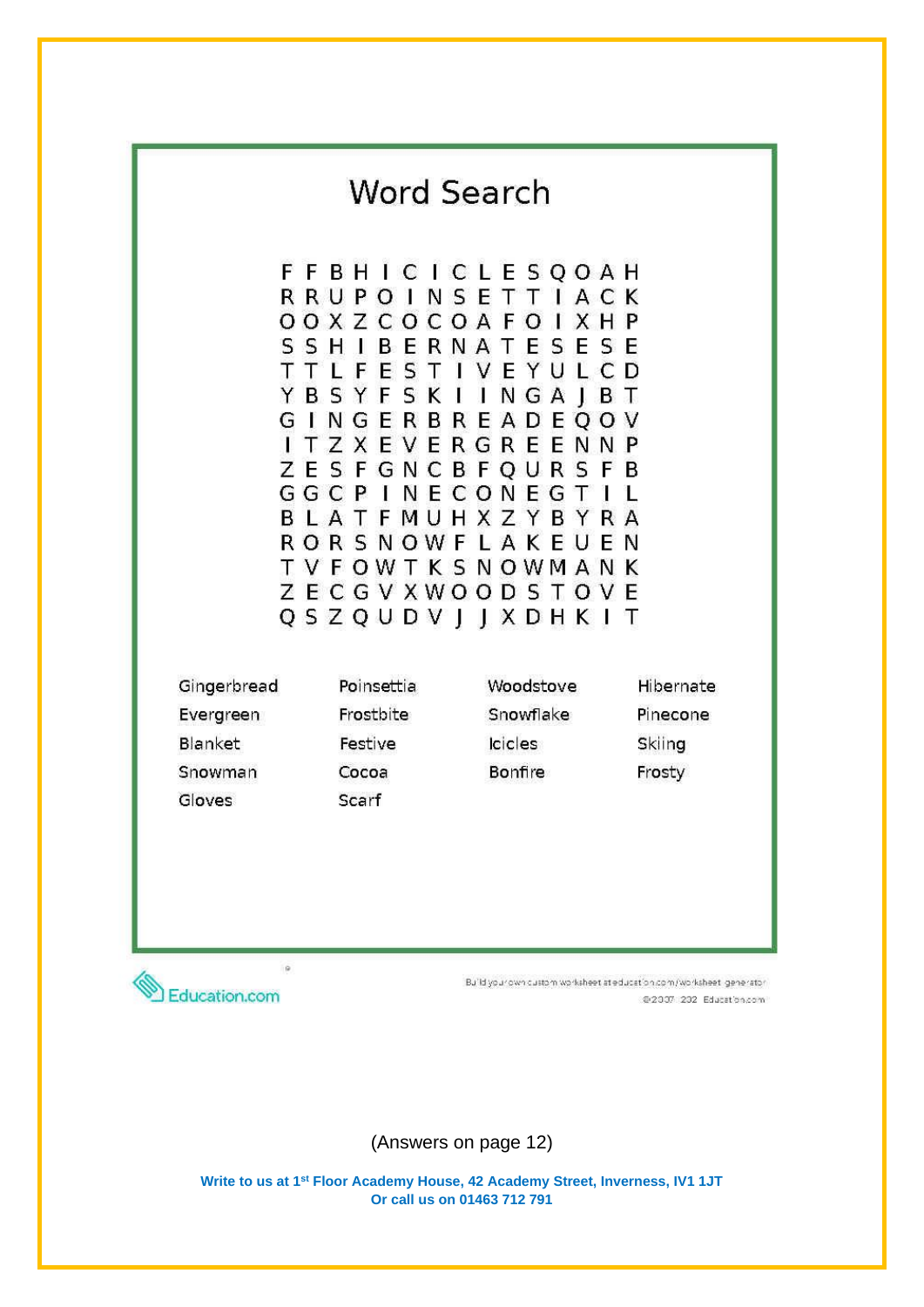# Word Search

```
F F B H I C I C L E S Q O A H
R R U P O I N S E T T I A C K
O O X Z C O C O A F O I X H P
S S H I B E R N A T E S E S E
T T L F E S T I V E Y U L C D
Y B S Y F S K I I N G A J B T
G I N G E R B R E A D E Q O V
I T Z X E V E R G R E E N N P
Z E S F G N C B F Q U R S F B
G G C P I N E C O N E G T I L
B L A T F M U H X Z Y B Y R A
R O R S N O W F L A K E U E N
T V F O W T K S N O W M A N K
Z E C G V X W O O D S T O V E
Q S Z Q U D V J J X D H K I T
```

| | | | |
|---|---|---|---|
| Gingerbread | Poinsettia | Woodstove | Hibernate |
| Evergreen | Frostbite | Snowflake | Pinecone |
| Blanket | Festive | Icicles | Skiing |
| Snowman | Cocoa | Bonfire | Frosty |
| Gloves | Scarf | | |

Education.com

Build your own custom worksheet at education.com/worksheet-generator
©2007-202 Education.com

(Answers on page 12)

**Write to us at 1st Floor Academy House, 42 Academy Street, Inverness, IV1 1JT**
**Or call us on 01463 712 791**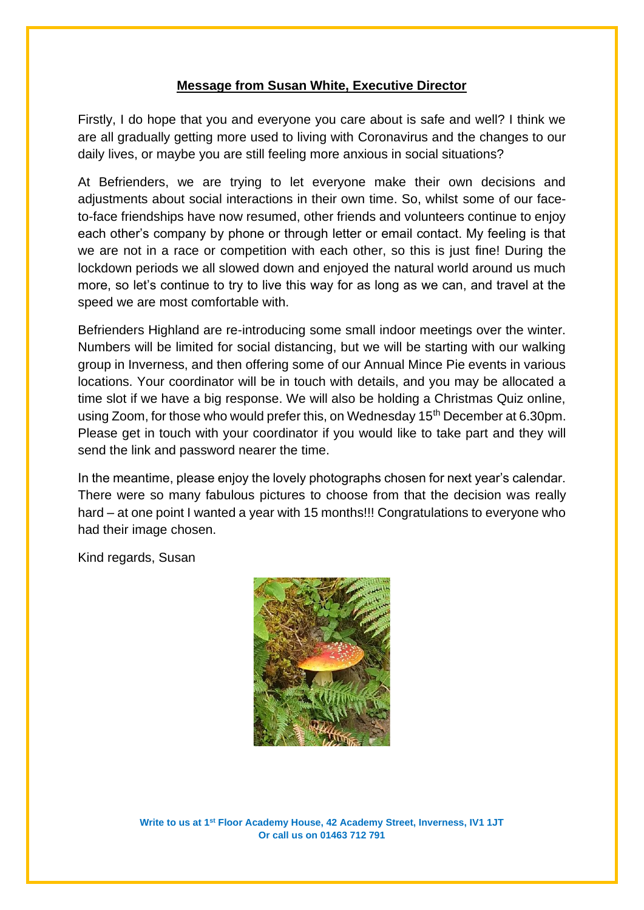**Message from Susan White, Executive Director**

Firstly, I do hope that you and everyone you care about is safe and well? I think we are all gradually getting more used to living with Coronavirus and the changes to our daily lives, or maybe you are still feeling more anxious in social situations?

At Befrienders, we are trying to let everyone make their own decisions and adjustments about social interactions in their own time. So, whilst some of our face-to-face friendships have now resumed, other friends and volunteers continue to enjoy each other's company by phone or through letter or email contact. My feeling is that we are not in a race or competition with each other, so this is just fine! During the lockdown periods we all slowed down and enjoyed the natural world around us much more, so let's continue to try to live this way for as long as we can, and travel at the speed we are most comfortable with.

Befrienders Highland are re-introducing some small indoor meetings over the winter. Numbers will be limited for social distancing, but we will be starting with our walking group in Inverness, and then offering some of our Annual Mince Pie events in various locations. Your coordinator will be in touch with details, and you may be allocated a time slot if we have a big response. We will also be holding a Christmas Quiz online, using Zoom, for those who would prefer this, on Wednesday 15th December at 6.30pm. Please get in touch with your coordinator if you would like to take part and they will send the link and password nearer the time.

In the meantime, please enjoy the lovely photographs chosen for next year's calendar. There were so many fabulous pictures to choose from that the decision was really hard – at one point I wanted a year with 15 months!!! Congratulations to everyone who had their image chosen.

Kind regards, Susan

**Write to us at 1st Floor Academy House, 42 Academy Street, Inverness, IV1 1JT**
**Or call us on 01463 712 791**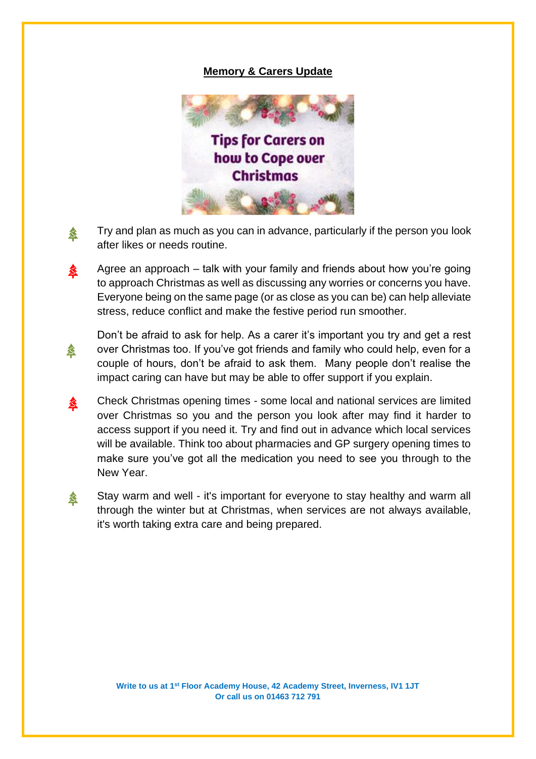**Memory & Carers Update**

Tips for Carers on how to Cope over Christmas

- Try and plan as much as you can in advance, particularly if the person you look after likes or needs routine.
- Agree an approach – talk with your family and friends about how you're going to approach Christmas as well as discussing any worries or concerns you have. Everyone being on the same page (or as close as you can be) can help alleviate stress, reduce conflict and make the festive period run smoother.
- Don't be afraid to ask for help. As a carer it's important you try and get a rest over Christmas too. If you've got friends and family who could help, even for a couple of hours, don't be afraid to ask them. Many people don't realise the impact caring can have but may be able to offer support if you explain.
- Check Christmas opening times - some local and national services are limited over Christmas so you and the person you look after may find it harder to access support if you need it. Try and find out in advance which local services will be available. Think too about pharmacies and GP surgery opening times to make sure you've got all the medication you need to see you through to the New Year.
- Stay warm and well - it's important for everyone to stay healthy and warm all through the winter but at Christmas, when services are not always available, it's worth taking extra care and being prepared.

**Write to us at 1st Floor Academy House, 42 Academy Street, Inverness, IV1 1JT**
**Or call us on 01463 712 791**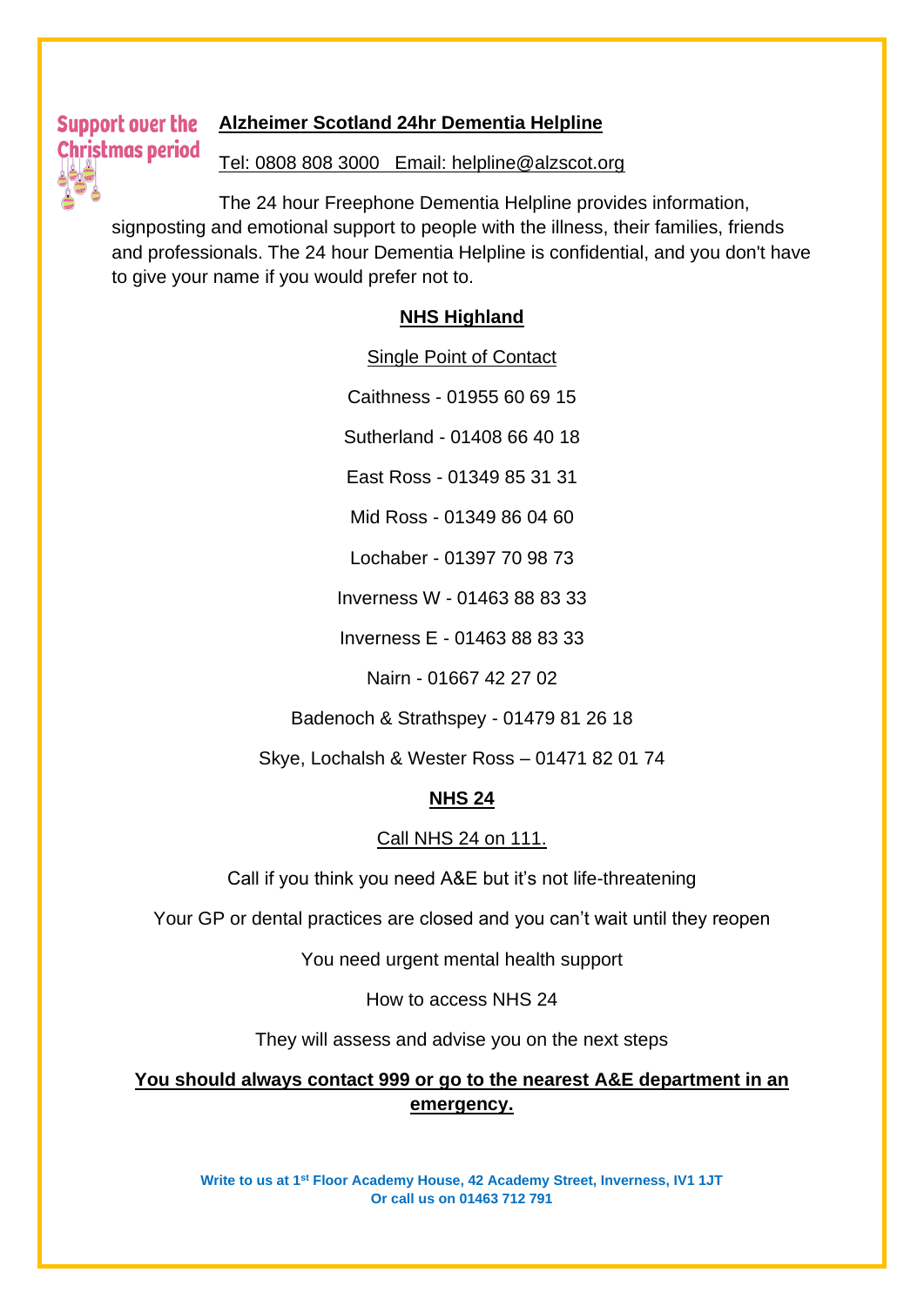**Support over the Christmas period**

## Alzheimer Scotland 24hr Dementia Helpline

Tel: 0808 808 3000   Email: helpline@alzscot.org

The 24 hour Freephone Dementia Helpline provides information, signposting and emotional support to people with the illness, their families, friends and professionals. The 24 hour Dementia Helpline is confidential, and you don't have to give your name if you would prefer not to.

## NHS Highland

Single Point of Contact

Caithness - 01955 60 69 15

Sutherland - 01408 66 40 18

East Ross - 01349 85 31 31

Mid Ross - 01349 86 04 60

Lochaber - 01397 70 98 73

Inverness W - 01463 88 83 33

Inverness E - 01463 88 83 33

Nairn - 01667 42 27 02

Badenoch & Strathspey - 01479 81 26 18

Skye, Lochalsh & Wester Ross – 01471 82 01 74

## NHS 24

Call NHS 24 on 111.

Call if you think you need A&E but it's not life-threatening

Your GP or dental practices are closed and you can't wait until they reopen

You need urgent mental health support

How to access NHS 24

They will assess and advise you on the next steps

**You should always contact 999 or go to the nearest A&E department in an emergency.**

**Write to us at 1st Floor Academy House, 42 Academy Street, Inverness, IV1 1JT**
**Or call us on 01463 712 791**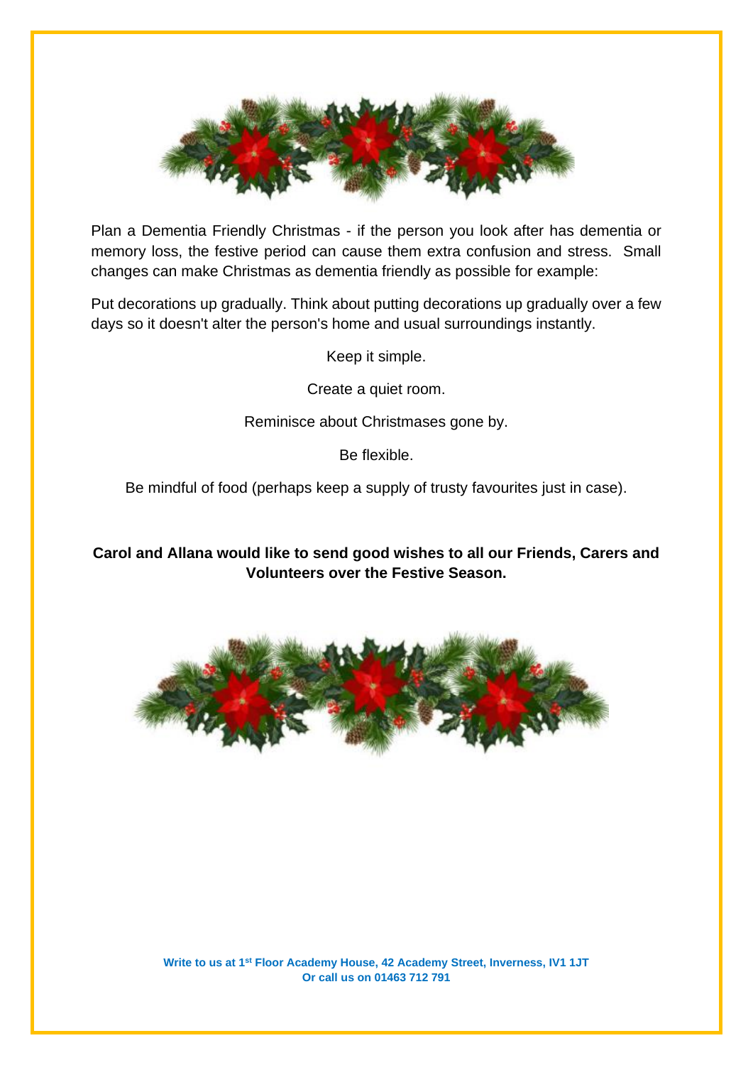Plan a Dementia Friendly Christmas - if the person you look after has dementia or memory loss, the festive period can cause them extra confusion and stress. Small changes can make Christmas as dementia friendly as possible for example:

Put decorations up gradually. Think about putting decorations up gradually over a few days so it doesn't alter the person's home and usual surroundings instantly.

Keep it simple.

Create a quiet room.

Reminisce about Christmases gone by.

Be flexible.

Be mindful of food (perhaps keep a supply of trusty favourites just in case).

**Carol and Allana would like to send good wishes to all our Friends, Carers and Volunteers over the Festive Season.**

**Write to us at 1st Floor Academy House, 42 Academy Street, Inverness, IV1 1JT**
**Or call us on 01463 712 791**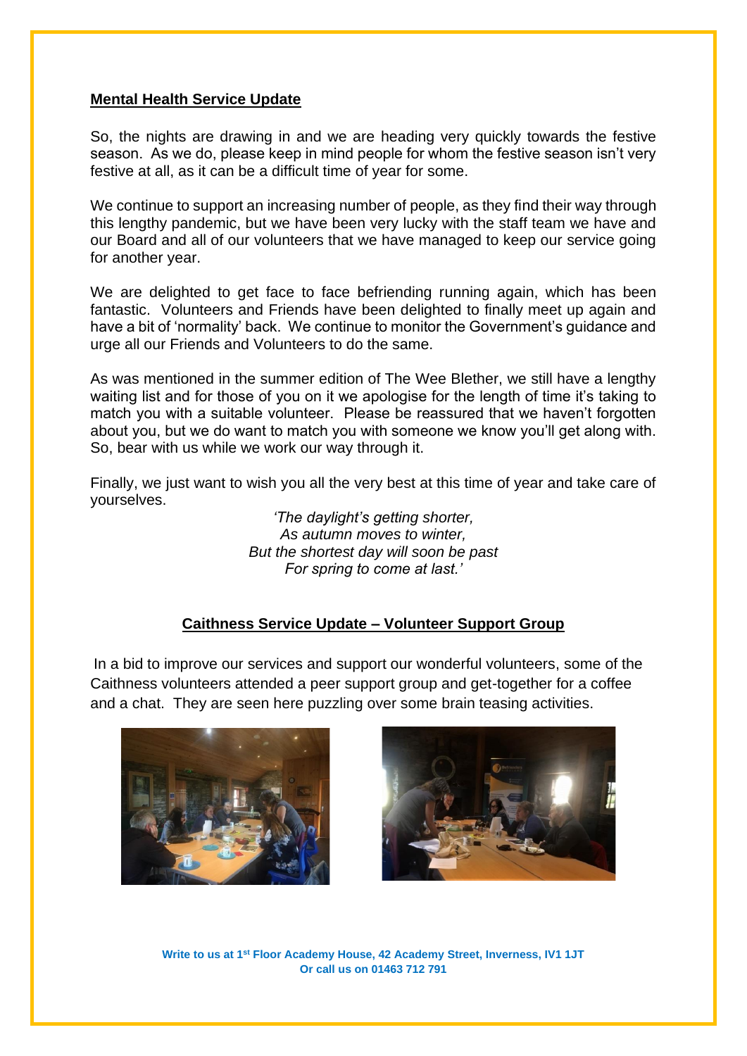## Mental Health Service Update

So, the nights are drawing in and we are heading very quickly towards the festive season. As we do, please keep in mind people for whom the festive season isn't very festive at all, as it can be a difficult time of year for some.

We continue to support an increasing number of people, as they find their way through this lengthy pandemic, but we have been very lucky with the staff team we have and our Board and all of our volunteers that we have managed to keep our service going for another year.

We are delighted to get face to face befriending running again, which has been fantastic. Volunteers and Friends have been delighted to finally meet up again and have a bit of 'normality' back. We continue to monitor the Government's guidance and urge all our Friends and Volunteers to do the same.

As was mentioned in the summer edition of The Wee Blether, we still have a lengthy waiting list and for those of you on it we apologise for the length of time it's taking to match you with a suitable volunteer. Please be reassured that we haven't forgotten about you, but we do want to match you with someone we know you'll get along with. So, bear with us while we work our way through it.

Finally, we just want to wish you all the very best at this time of year and take care of yourselves.

*'The daylight's getting shorter,*
*As autumn moves to winter,*
*But the shortest day will soon be past*
*For spring to come at last.'*

## Caithness Service Update – Volunteer Support Group

In a bid to improve our services and support our wonderful volunteers, some of the Caithness volunteers attended a peer support group and get-together for a coffee and a chat. They are seen here puzzling over some brain teasing activities.

**Write to us at 1st Floor Academy House, 42 Academy Street, Inverness, IV1 1JT**
**Or call us on 01463 712 791**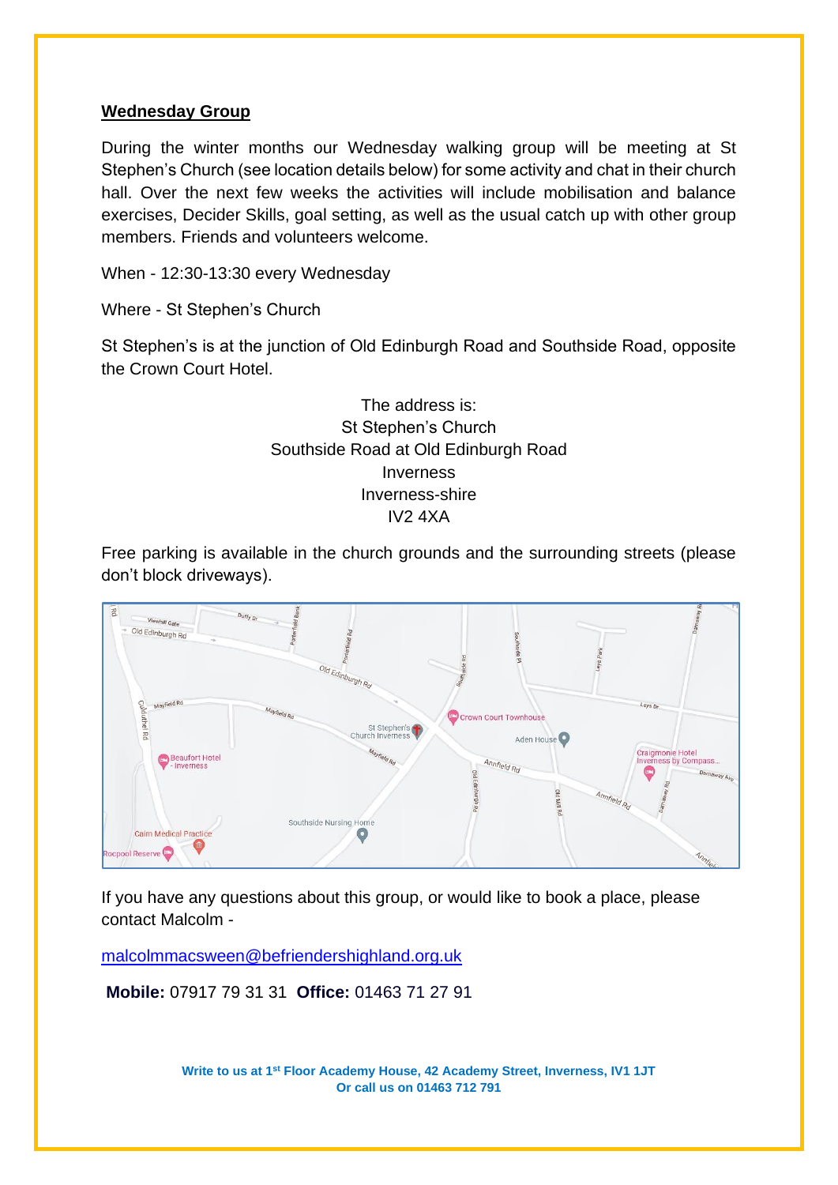**Wednesday Group**

During the winter months our Wednesday walking group will be meeting at St Stephen's Church (see location details below) for some activity and chat in their church hall. Over the next few weeks the activities will include mobilisation and balance exercises, Decider Skills, goal setting, as well as the usual catch up with other group members. Friends and volunteers welcome.

When - 12:30-13:30 every Wednesday

Where - St Stephen's Church

St Stephen's is at the junction of Old Edinburgh Road and Southside Road, opposite the Crown Court Hotel.

The address is:
St Stephen's Church
Southside Road at Old Edinburgh Road
Inverness
Inverness-shire
IV2 4XA

Free parking is available in the church grounds and the surrounding streets (please don't block driveways).

If you have any questions about this group, or would like to book a place, please contact Malcolm -

malcolmmacsween@befriendershighland.org.uk

**Mobile:** 07917 79 31 31 **Office:** 01463 71 27 91

**Write to us at 1st Floor Academy House, 42 Academy Street, Inverness, IV1 1JT**
**Or call us on 01463 712 791**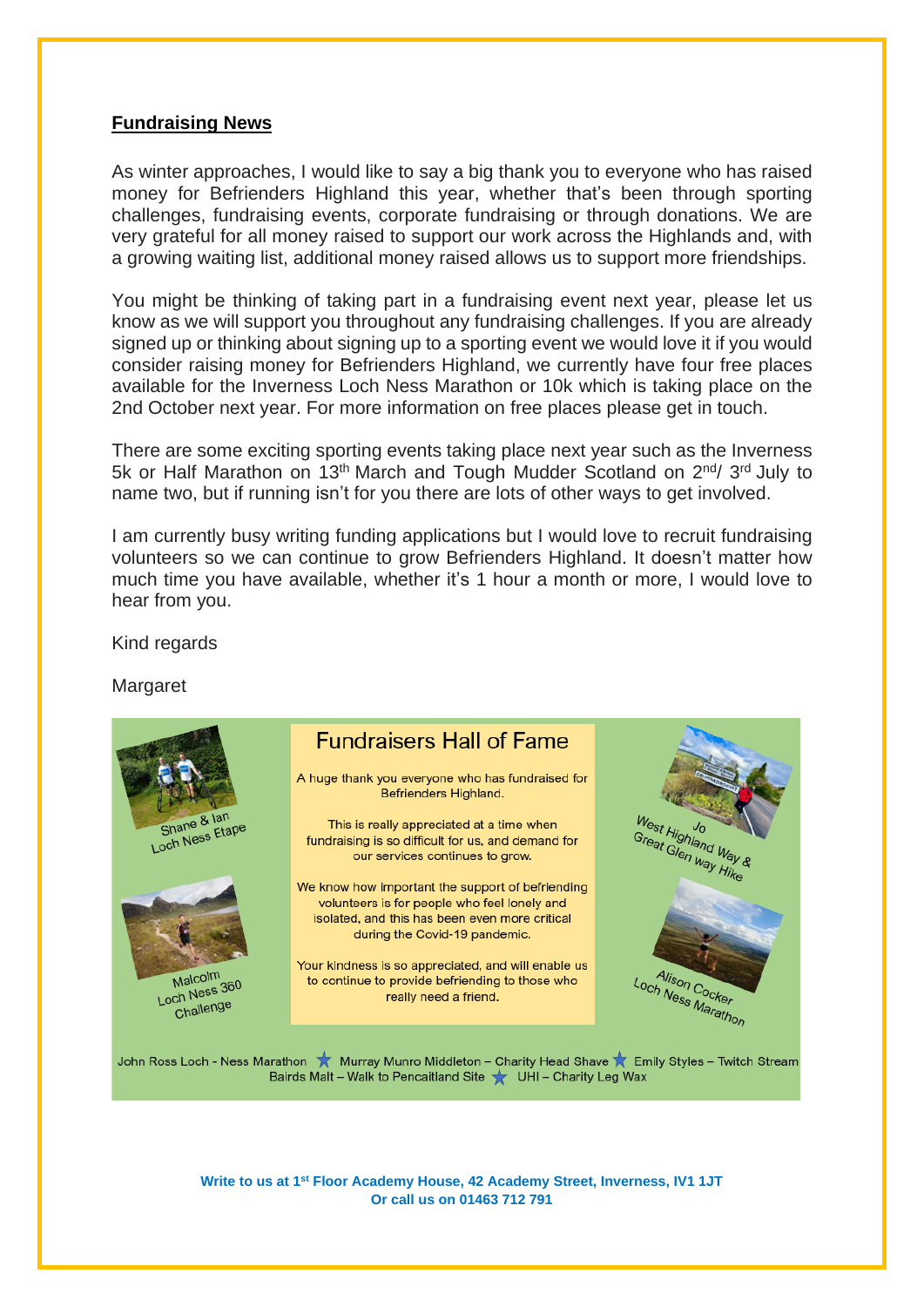## Fundraising News

As winter approaches, I would like to say a big thank you to everyone who has raised money for Befrienders Highland this year, whether that's been through sporting challenges, fundraising events, corporate fundraising or through donations. We are very grateful for all money raised to support our work across the Highlands and, with a growing waiting list, additional money raised allows us to support more friendships.

You might be thinking of taking part in a fundraising event next year, please let us know as we will support you throughout any fundraising challenges. If you are already signed up or thinking about signing up to a sporting event we would love it if you would consider raising money for Befrienders Highland, we currently have four free places available for the Inverness Loch Ness Marathon or 10k which is taking place on the 2nd October next year. For more information on free places please get in touch.

There are some exciting sporting events taking place next year such as the Inverness 5k or Half Marathon on 13th March and Tough Mudder Scotland on 2nd/ 3rd July to name two, but if running isn't for you there are lots of other ways to get involved.

I am currently busy writing funding applications but I would love to recruit fundraising volunteers so we can continue to grow Befrienders Highland. It doesn't matter how much time you have available, whether it's 1 hour a month or more, I would love to hear from you.

Kind regards

Margaret

### Fundraisers Hall of Fame

A huge thank you everyone who has fundraised for Befrienders Highland.

This is really appreciated at a time when fundraising is so difficult for us, and demand for our services continues to grow.

We know how important the support of befriending volunteers is for people who feel lonely and isolated, and this has been even more critical during the Covid-19 pandemic.

Your kindness is so appreciated, and will enable us to continue to provide befriending to those who really need a friend.

Shane & Ian
Loch Ness Etape

Malcolm
Loch Ness 360 Challenge

Jo
West Highland Way & Great Glen way Hike

Alison Cocker
Loch Ness Marathon

John Ross Loch - Ness Marathon ★ Murray Munro Middleton – Charity Head Shave ★ Emily Styles – Twitch Stream
Bairds Malt – Walk to Pencaitland Site ★ UHI – Charity Leg Wax

**Write to us at 1st Floor Academy House, 42 Academy Street, Inverness, IV1 1JT**
**Or call us on 01463 712 791**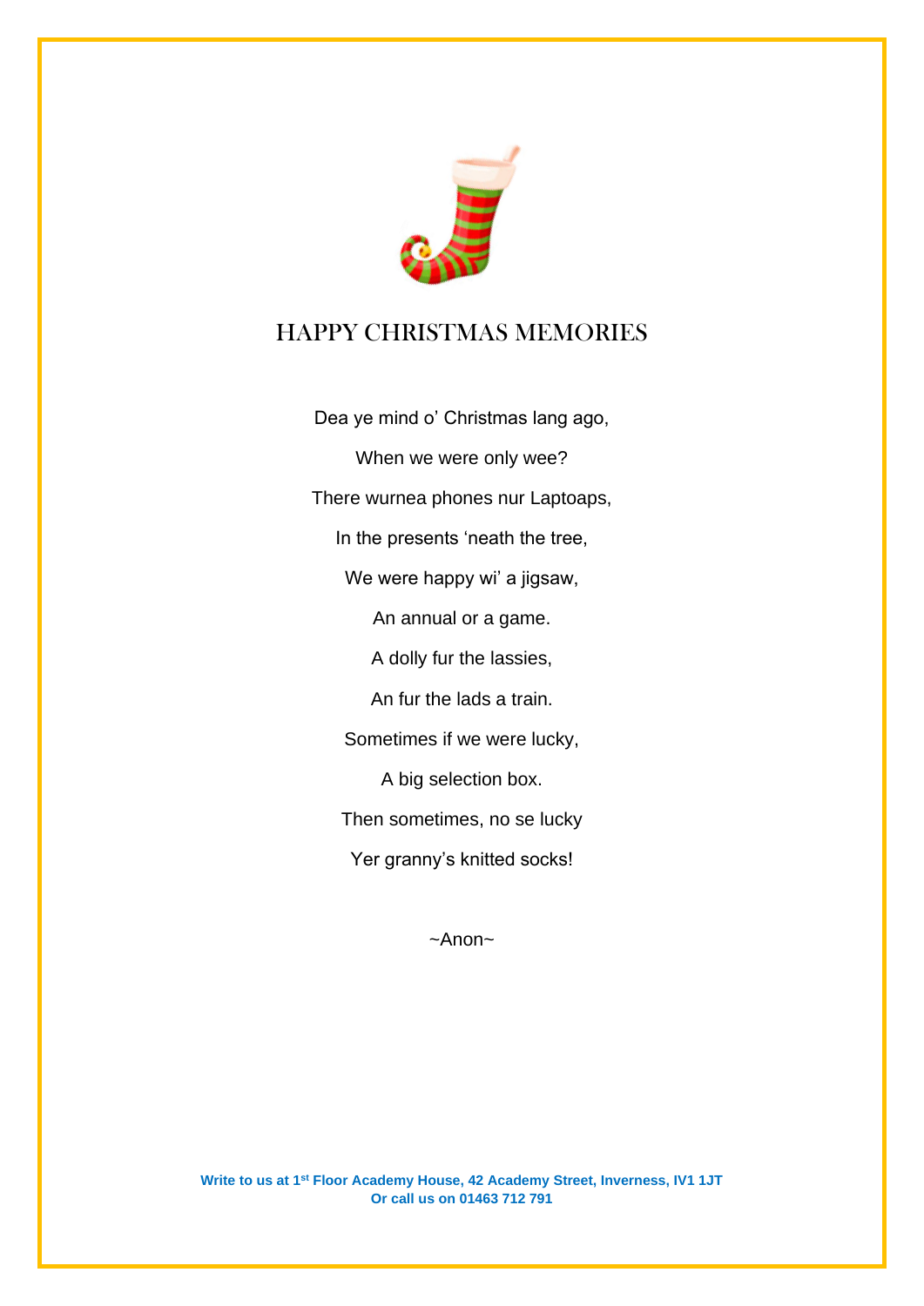# HAPPY CHRISTMAS MEMORIES

Dea ye mind o' Christmas lang ago,

When we were only wee?

There wurnea phones nur Laptoaps,

In the presents 'neath the tree,

We were happy wi' a jigsaw,

An annual or a game.

A dolly fur the lassies,

An fur the lads a train.

Sometimes if we were lucky,

A big selection box.

Then sometimes, no se lucky

Yer granny's knitted socks!

~Anon~

**Write to us at 1st Floor Academy House, 42 Academy Street, Inverness, IV1 1JT**
**Or call us on 01463 712 791**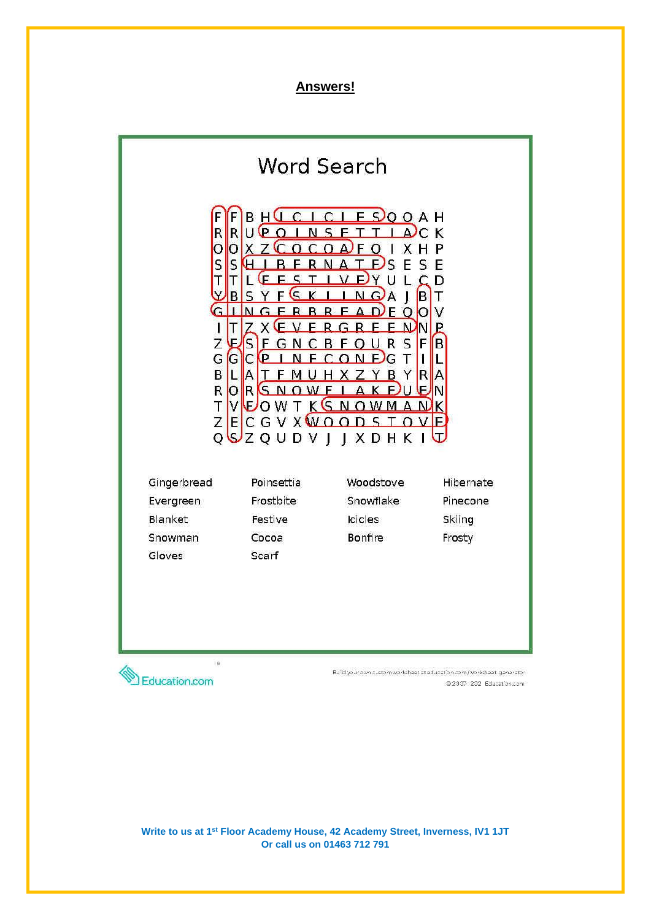**Answers!**

# Word Search

```
F F B H I C I C L E S O O A H
R R U P O I N S E T T I A C K
O O X Z C O C O A F O I X H P
S S H I B E R N A T E S E S E
T T L F E S T I V E Y U L C D
Y B S Y F S K I I N G A J B T
G I N G E R B R E A D E O O V
I T Z X E V E R G R E E N N P
Z E S F G N C B F O U R S F B
G G C P I N E C O N E G T I L
B L A T F M U H X Z Y B Y R A
R O R S N O W F L A K E U E N
T V F O W T K S N O W M A N K
Z E C G V X W O O D S T O V E
Q S Z Q U D V J J X D H K I T
```

| | | | |
|---|---|---|---|
| Gingerbread | Poinsettia | Woodstove | Hibernate |
| Evergreen | Frostbite | Snowflake | Pinecone |
| Blanket | Festive | Icicles | Skiing |
| Snowman | Cocoa | Bonfire | Frosty |
| Gloves | Scarf | | |

Education.com

Build your own custom worksheet at education.com/worksheet-generator

© 2007 - 202 Education.com

**Write to us at 1st Floor Academy House, 42 Academy Street, Inverness, IV1 1JT**
**Or call us on 01463 712 791**